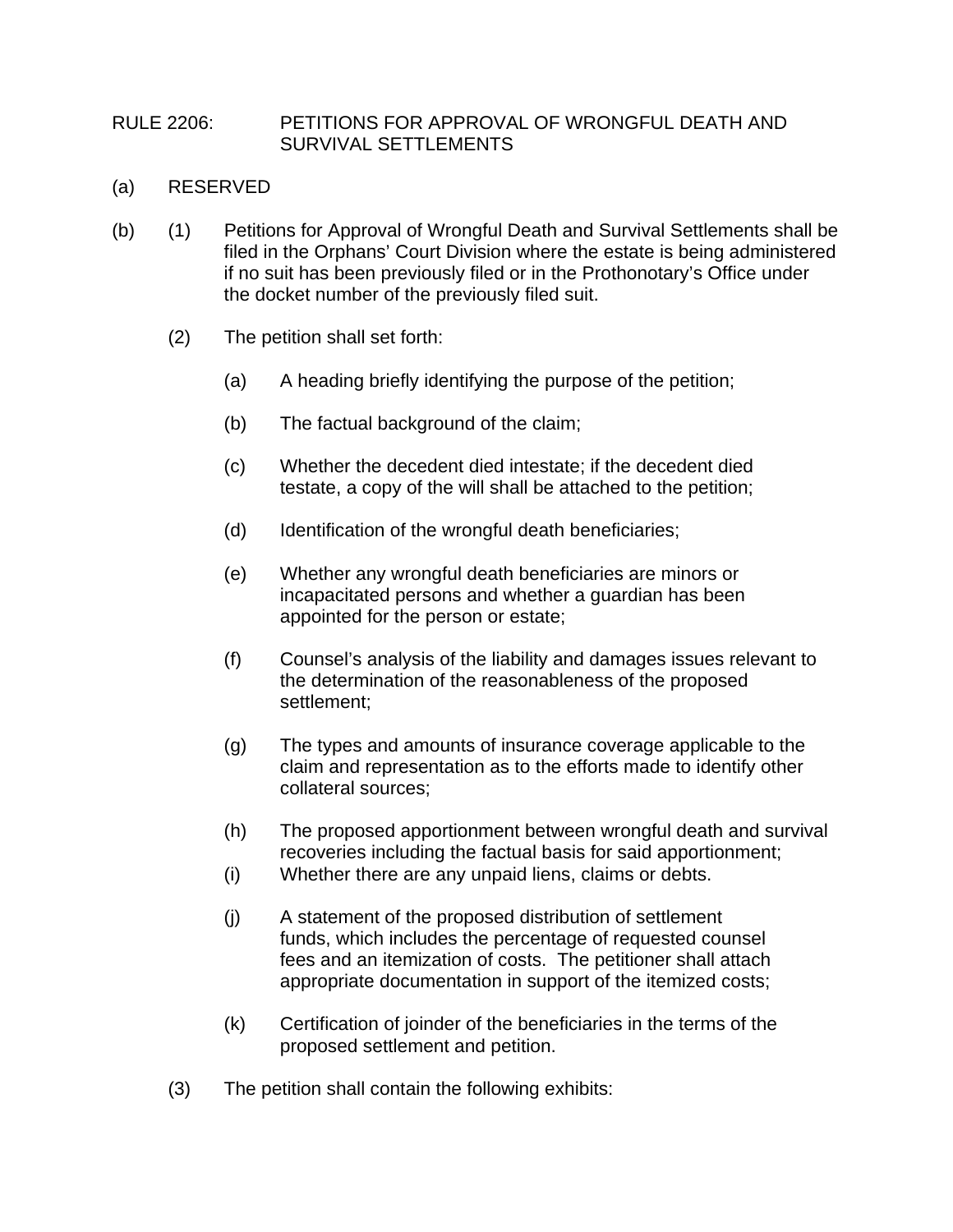RULE 2206: PETITIONS FOR APPROVAL OF WRONGFUL DEATH AND SURVIVAL SETTLEMENTS

(a) RESERVED

(b) (1) Petitions for Approval of Wrongful Death and Survival Settlements shall be filed in the Orphans' Court Division where the estate is being administered if no suit has been previously filed or in the Prothonotary's Office under the docket number of the previously filed suit.

(2) The petition shall set forth:

(a) A heading briefly identifying the purpose of the petition;

(b) The factual background of the claim;

(c) Whether the decedent died intestate; if the decedent died testate, a copy of the will shall be attached to the petition;

(d) Identification of the wrongful death beneficiaries;

(e) Whether any wrongful death beneficiaries are minors or incapacitated persons and whether a guardian has been appointed for the person or estate;

(f) Counsel's analysis of the liability and damages issues relevant to the determination of the reasonableness of the proposed settlement;

(g) The types and amounts of insurance coverage applicable to the claim and representation as to the efforts made to identify other collateral sources;

(h) The proposed apportionment between wrongful death and survival recoveries including the factual basis for said apportionment;

(i) Whether there are any unpaid liens, claims or debts.

(j) A statement of the proposed distribution of settlement funds, which includes the percentage of requested counsel fees and an itemization of costs. The petitioner shall attach appropriate documentation in support of the itemized costs;

(k) Certification of joinder of the beneficiaries in the terms of the proposed settlement and petition.

(3) The petition shall contain the following exhibits: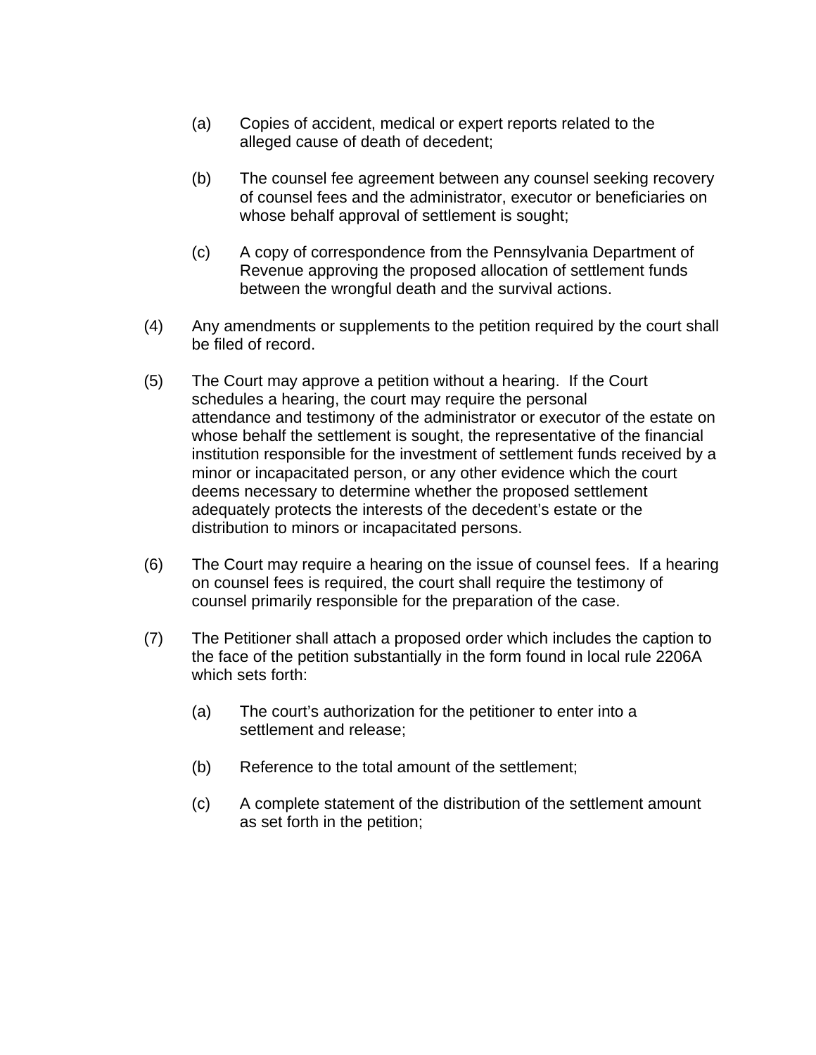(a) Copies of accident, medical or expert reports related to the alleged cause of death of decedent;

(b) The counsel fee agreement between any counsel seeking recovery of counsel fees and the administrator, executor or beneficiaries on whose behalf approval of settlement is sought;

(c) A copy of correspondence from the Pennsylvania Department of Revenue approving the proposed allocation of settlement funds between the wrongful death and the survival actions.

(4) Any amendments or supplements to the petition required by the court shall be filed of record.

(5) The Court may approve a petition without a hearing. If the Court schedules a hearing, the court may require the personal attendance and testimony of the administrator or executor of the estate on whose behalf the settlement is sought, the representative of the financial institution responsible for the investment of settlement funds received by a minor or incapacitated person, or any other evidence which the court deems necessary to determine whether the proposed settlement adequately protects the interests of the decedent's estate or the distribution to minors or incapacitated persons.

(6) The Court may require a hearing on the issue of counsel fees. If a hearing on counsel fees is required, the court shall require the testimony of counsel primarily responsible for the preparation of the case.

(7) The Petitioner shall attach a proposed order which includes the caption to the face of the petition substantially in the form found in local rule 2206A which sets forth:

(a) The court's authorization for the petitioner to enter into a settlement and release;

(b) Reference to the total amount of the settlement;

(c) A complete statement of the distribution of the settlement amount as set forth in the petition;